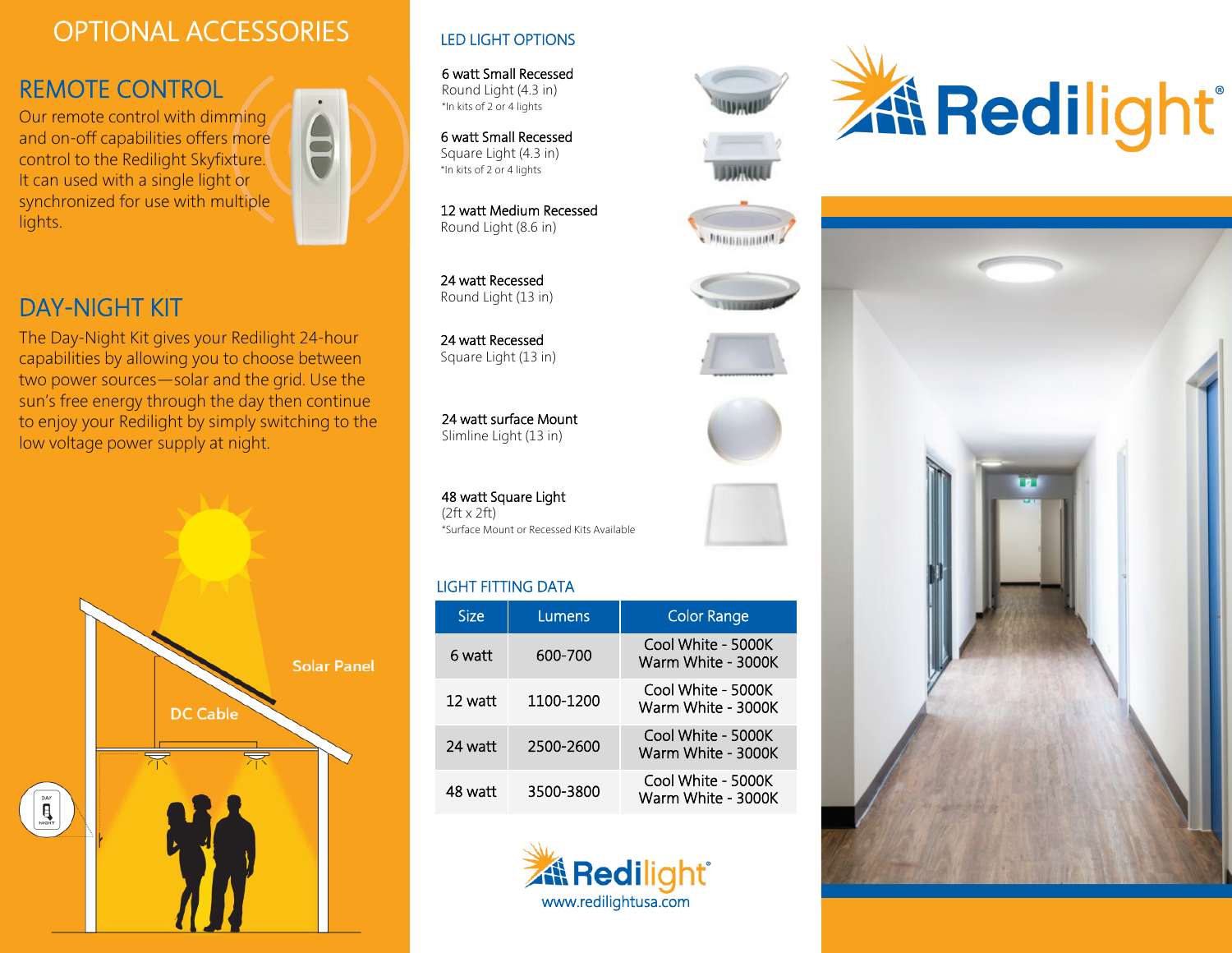# OPTIONAL ACCESSORIES

## REMOTE CONTROL

Our remote control with dimming and on-off capabilities offers more control to the Redilight Skyfixture. It can used with a single light or synchronized for use with multiple lights.

## DAY-NIGHT KIT

The Day-Night Kit gives your Redilight 24-hour capabilities by allowing you to choose between two power sources—solar and the grid. Use the sun's free energy through the day then continue to enjoy your Redilight by simply switching to the low voltage power supply at night.

Solar Panel

DC Cable

DAY

NIGHT

## LED LIGHT OPTIONS

6 watt Small Recessed
Round Light (4.3 in)
*In kits of 2 or 4 lights

6 watt Small Recessed
Square Light (4.3 in)
*In kits of 2 or 4 lights

12 watt Medium Recessed
Round Light (8.6 in)

24 watt Recessed
Round Light (13 in)

24 watt Recessed
Square Light (13 in)

24 watt surface Mount
Slimline Light (13 in)

48 watt Square Light
(2ft x 2ft)
*Surface Mount or Recessed Kits Available

## LIGHT FITTING DATA

| Size | Lumens | Color Range |
|---|---|---|
| 6 watt | 600-700 | Cool White - 5000K<br>Warm White - 3000K |
| 12 watt | 1100-1200 | Cool White - 5000K<br>Warm White - 3000K |
| 24 watt | 2500-2600 | Cool White - 5000K<br>Warm White - 3000K |
| 48 watt | 3500-3800 | Cool White - 5000K<br>Warm White - 3000K |

Redilight
www.redilightusa.com

Redilight®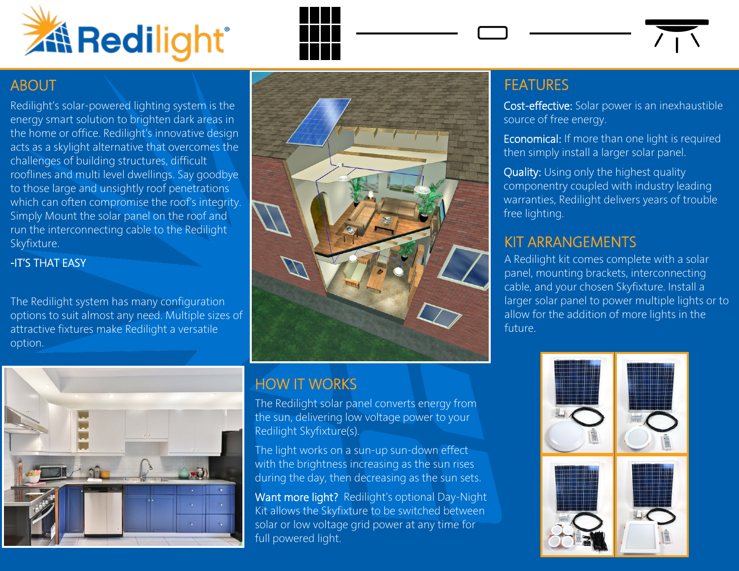Redilight®

## ABOUT

Redilight's solar-powered lighting system is the energy smart solution to brighten dark areas in the home or office. Redilight's innovative design acts as a skylight alternative that overcomes the challenges of building structures, difficult rooflines and multi level dwellings. Say goodbye to those large and unsightly roof penetrations which can often compromise the roof's integrity. Simply Mount the solar panel on the roof and run the interconnecting cable to the Redilight Skyfixture.

-IT'S THAT EASY

The Redilight system has many configuration options to suit almost any need. Multiple sizes of attractive fixtures make Redilight a versatile option.

## HOW IT WORKS

The Redilight solar panel converts energy from the sun, delivering low voltage power to your Redilight Skyfixture(s).

The light works on a sun-up sun-down effect with the brightness increasing as the sun rises during the day, then decreasing as the sun sets.

Want more light? Redilight's optional Day-Night Kit allows the Skyfixture to be switched between solar or low voltage grid power at any time for full powered light.

## FEATURES

Cost-effective: Solar power is an inexhaustible source of free energy.

Economical: If more than one light is required then simply install a larger solar panel.

Quality: Using only the highest quality componentry coupled with industry leading warranties, Redilight delivers years of trouble free lighting.

## KIT ARRANGEMENTS

A Redilight kit comes complete with a solar panel, mounting brackets, interconnecting cable, and your chosen Skyfixture. Install a larger solar panel to power multiple lights or to allow for the addition of more lights in the future.